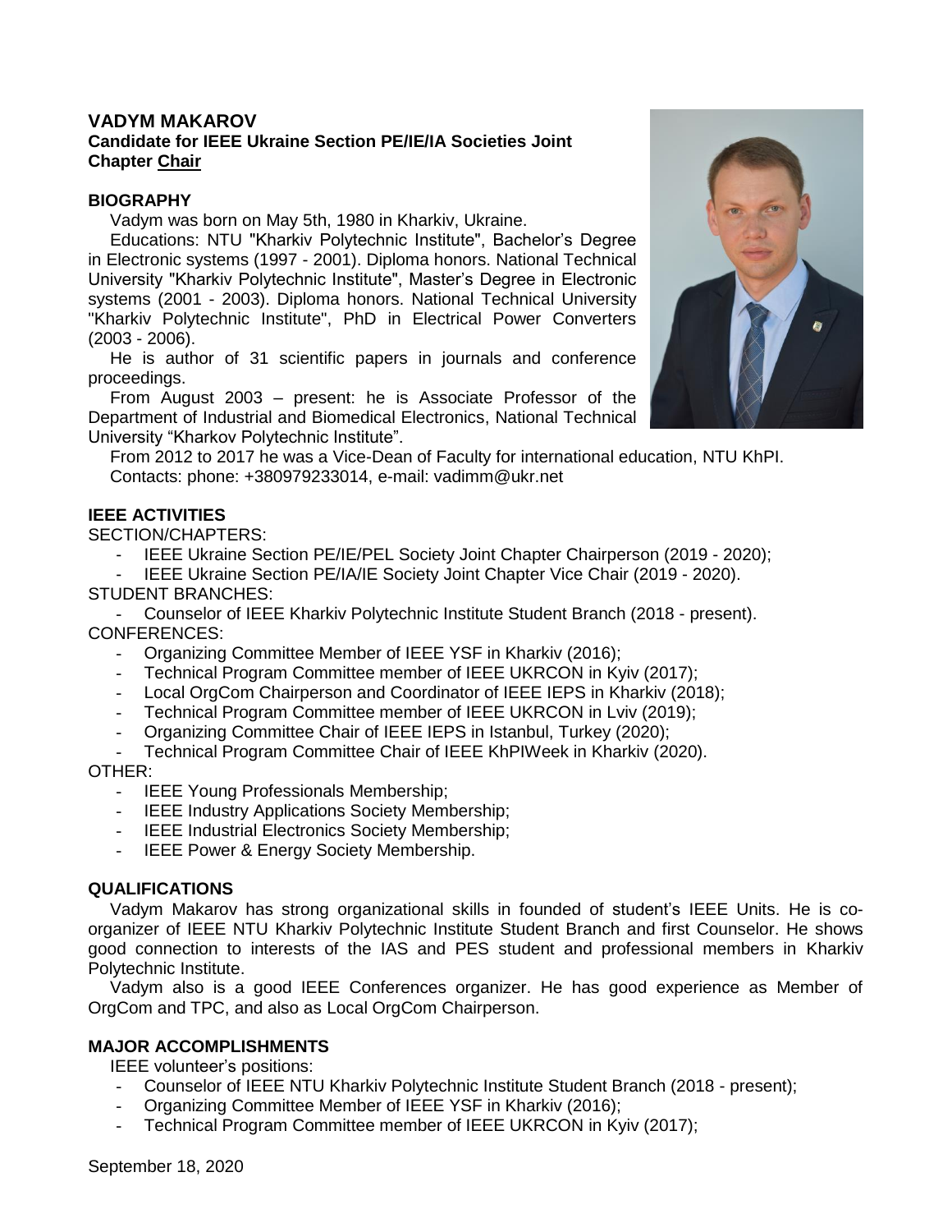# VADYM MAKAROV

**Candidate for IEEE Ukraine Section PE/IE/IA Societies Joint Chapter <u>Chair</u>**

## BIOGRAPHY

Vadym was born on May 5th, 1980 in Kharkiv, Ukraine.

Educations: NTU "Kharkiv Polytechnic Institute", Bachelor's Degree in Electronic systems (1997 - 2001). Diploma honors. National Technical University "Kharkiv Polytechnic Institute", Master's Degree in Electronic systems (2001 - 2003). Diploma honors. National Technical University "Kharkiv Polytechnic Institute", PhD in Electrical Power Converters (2003 - 2006).

He is author of 31 scientific papers in journals and conference proceedings.

From August 2003 – present: he is Associate Professor of the Department of Industrial and Biomedical Electronics, National Technical University "Kharkov Polytechnic Institute".

From 2012 to 2017 he was a Vice-Dean of Faculty for international education, NTU KhPI.

Contacts: phone: +380979233014, e-mail: vadimm@ukr.net

## IEEE ACTIVITIES

SECTION/CHAPTERS:

- IEEE Ukraine Section PE/IE/PEL Society Joint Chapter Chairperson (2019 - 2020);
- IEEE Ukraine Section PE/IA/IE Society Joint Chapter Vice Chair (2019 - 2020).

STUDENT BRANCHES:

- Counselor of IEEE Kharkiv Polytechnic Institute Student Branch (2018 - present).

CONFERENCES:

- Organizing Committee Member of IEEE YSF in Kharkiv (2016);
- Technical Program Committee member of IEEE UKRCON in Kyiv (2017);
- Local OrgCom Chairperson and Coordinator of IEEE IEPS in Kharkiv (2018);
- Technical Program Committee member of IEEE UKRCON in Lviv (2019);
- Organizing Committee Chair of IEEE IEPS in Istanbul, Turkey (2020);
- Technical Program Committee Chair of IEEE KhPIWeek in Kharkiv (2020).

OTHER:

- IEEE Young Professionals Membership;
- IEEE Industry Applications Society Membership;
- IEEE Industrial Electronics Society Membership;
- IEEE Power & Energy Society Membership.

## QUALIFICATIONS

Vadym Makarov has strong organizational skills in founded of student's IEEE Units. He is co-organizer of IEEE NTU Kharkiv Polytechnic Institute Student Branch and first Counselor. He shows good connection to interests of the IAS and PES student and professional members in Kharkiv Polytechnic Institute.

Vadym also is a good IEEE Conferences organizer. He has good experience as Member of OrgCom and TPC, and also as Local OrgCom Chairperson.

## MAJOR ACCOMPLISHMENTS

IEEE volunteer's positions:

- Counselor of IEEE NTU Kharkiv Polytechnic Institute Student Branch (2018 - present);
- Organizing Committee Member of IEEE YSF in Kharkiv (2016);
- Technical Program Committee member of IEEE UKRCON in Kyiv (2017);

September 18, 2020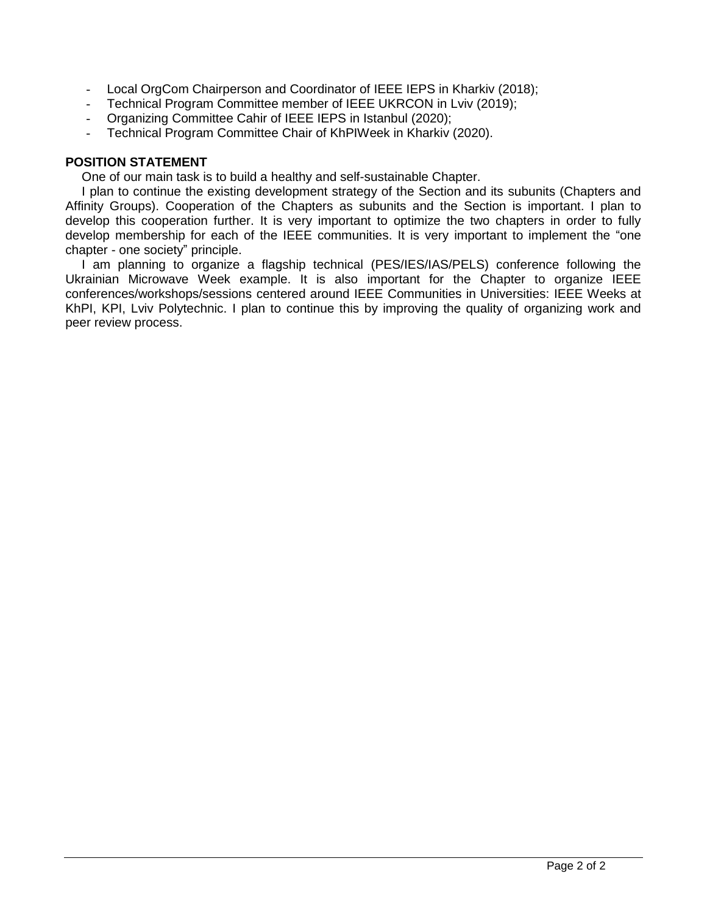- Local OrgCom Chairperson and Coordinator of IEEE IEPS in Kharkiv (2018);
- Technical Program Committee member of IEEE UKRCON in Lviv (2019);
- Organizing Committee Cahir of IEEE IEPS in Istanbul (2020);
- Technical Program Committee Chair of KhPIWeek in Kharkiv (2020).

**POSITION STATEMENT**

One of our main task is to build a healthy and self-sustainable Chapter.

I plan to continue the existing development strategy of the Section and its subunits (Chapters and Affinity Groups). Cooperation of the Chapters as subunits and the Section is important. I plan to develop this cooperation further. It is very important to optimize the two chapters in order to fully develop membership for each of the IEEE communities. It is very important to implement the "one chapter - one society" principle.

I am planning to organize a flagship technical (PES/IES/IAS/PELS) conference following the Ukrainian Microwave Week example. It is also important for the Chapter to organize IEEE conferences/workshops/sessions centered around IEEE Communities in Universities: IEEE Weeks at KhPI, KPI, Lviv Polytechnic. I plan to continue this by improving the quality of organizing work and peer review process.